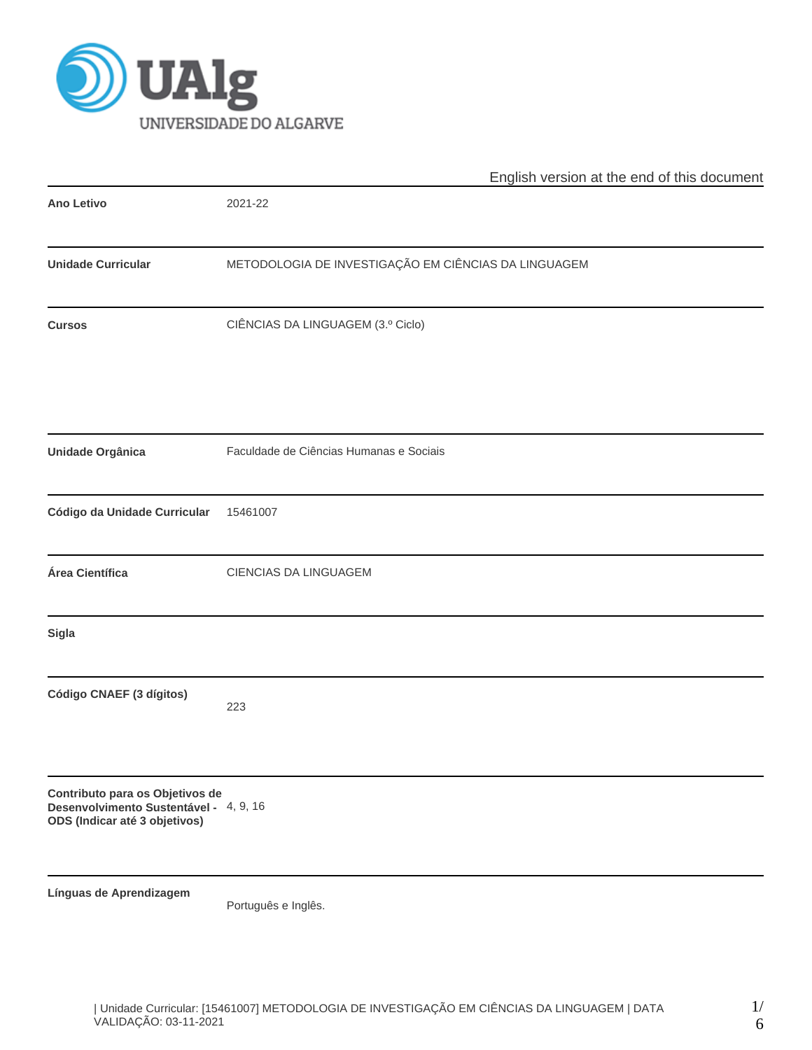English version at the end of this document

| | |
|---|---|
| **Ano Letivo** | 2021-22 |
| **Unidade Curricular** | METODOLOGIA DE INVESTIGAÇÃO EM CIÊNCIAS DA LINGUAGEM |
| **Cursos** | CIÊNCIAS DA LINGUAGEM (3.º Ciclo) |
| **Unidade Orgânica** | Faculdade de Ciências Humanas e Sociais |
| **Código da Unidade Curricular** | 15461007 |
| **Área Científica** | CIENCIAS DA LINGUAGEM |
| **Sigla** | |
| **Código CNAEF (3 dígitos)** | 223 |
| **Contributo para os Objetivos de Desenvolvimento Sustentável - ODS (Indicar até 3 objetivos)** | 4, 9, 16 |
| **Línguas de Aprendizagem** | Português e Inglês. |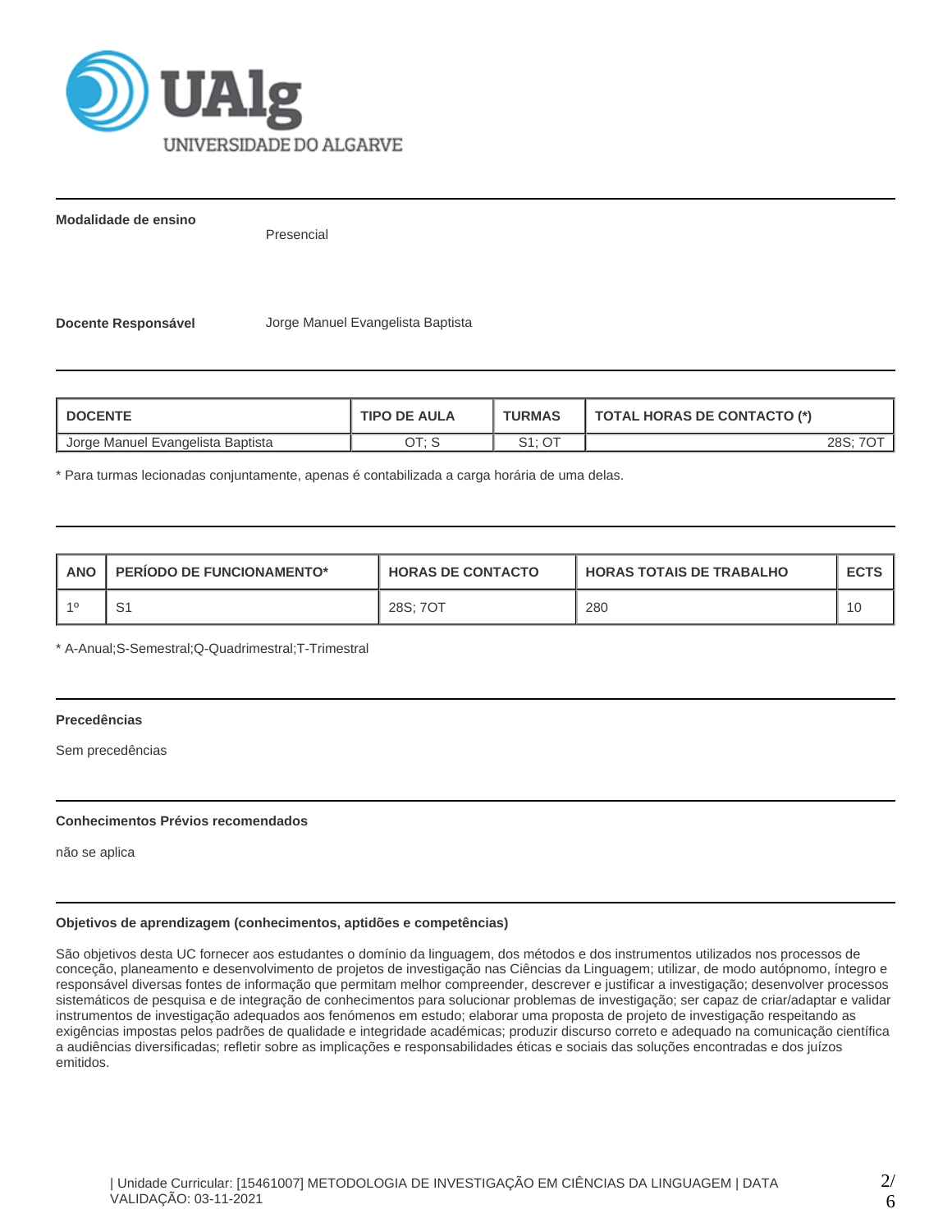**Modalidade de ensino**

Presencial

**Docente Responsável** Jorge Manuel Evangelista Baptista

| DOCENTE | TIPO DE AULA | TURMAS | TOTAL HORAS DE CONTACTO (*) |
|---|---|---|---|
| Jorge Manuel Evangelista Baptista | OT; S | S1; OT | 28S; 7OT |

* Para turmas lecionadas conjuntamente, apenas é contabilizada a carga horária de uma delas.

| ANO | PERÍODO DE FUNCIONAMENTO* | HORAS DE CONTACTO | HORAS TOTAIS DE TRABALHO | ECTS |
|---|---|---|---|---|
| 1º | S1 | 28S; 7OT | 280 | 10 |

* A-Anual;S-Semestral;Q-Quadrimestral;T-Trimestral

**Precedências**

Sem precedências

**Conhecimentos Prévios recomendados**

não se aplica

**Objetivos de aprendizagem (conhecimentos, aptidões e competências)**

São objetivos desta UC fornecer aos estudantes o domínio da linguagem, dos métodos e dos instrumentos utilizados nos processos de conceção, planeamento e desenvolvimento de projetos de investigação nas Ciências da Linguagem; utilizar, de modo autópnomo, íntegro e responsável diversas fontes de informação que permitam melhor compreender, descrever e justificar a investigação; desenvolver processos sistemáticos de pesquisa e de integração de conhecimentos para solucionar problemas de investigação; ser capaz de criar/adaptar e validar instrumentos de investigação adequados aos fenómenos em estudo; elaborar uma proposta de projeto de investigação respeitando as exigências impostas pelos padrões de qualidade e integridade académicas; produzir discurso correto e adequado na comunicação científica a audiências diversificadas; refletir sobre as implicações e responsabilidades éticas e sociais das soluções encontradas e dos juízos emitidos.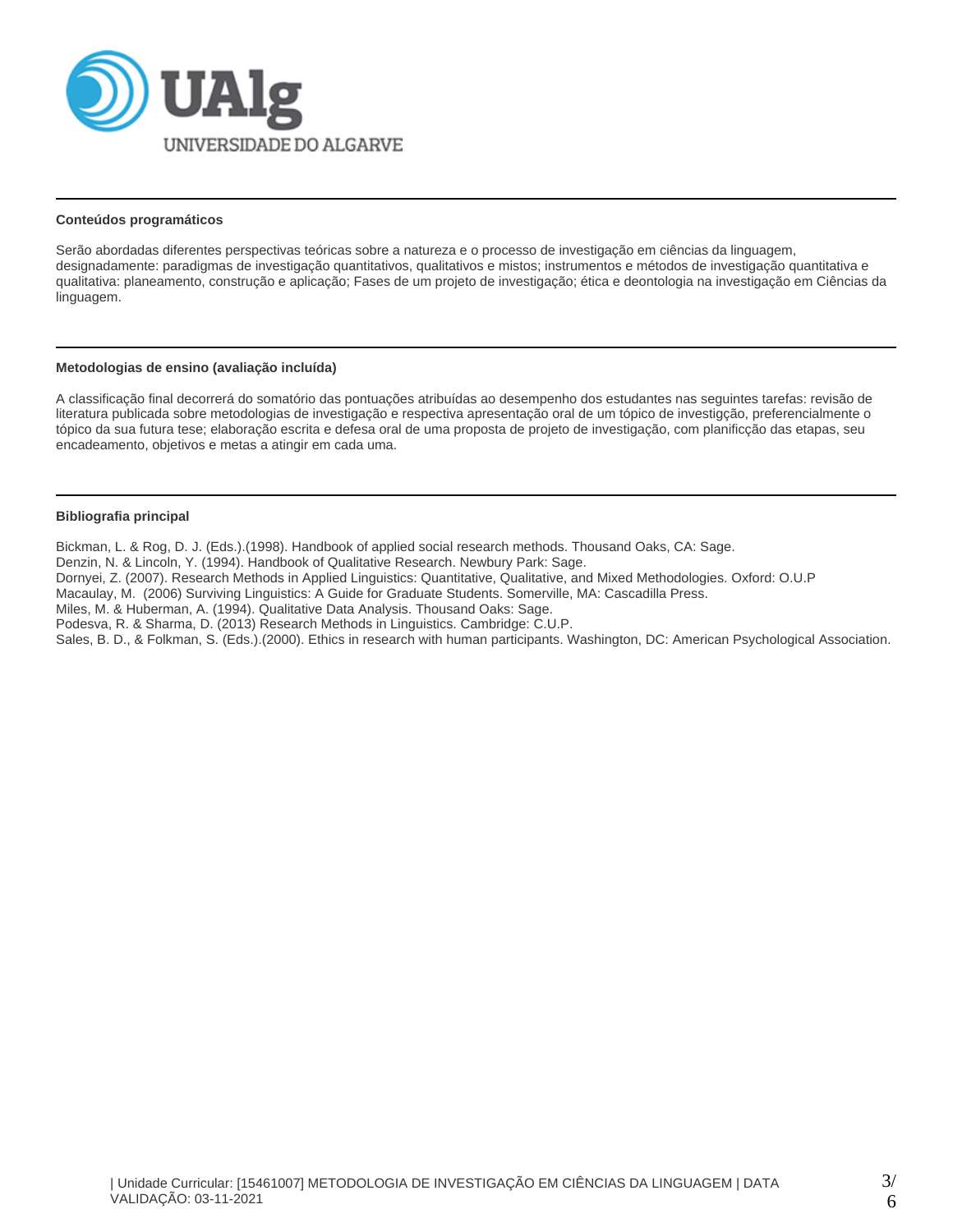### Conteúdos programáticos

Serão abordadas diferentes perspectivas teóricas sobre a natureza e o processo de investigação em ciências da linguagem, designadamente: paradigmas de investigação quantitativos, qualitativos e mistos; instrumentos e métodos de investigação quantitativa e qualitativa: planeamento, construção e aplicação; Fases de um projeto de investigação; ética e deontologia na investigação em Ciências da linguagem.

### Metodologias de ensino (avaliação incluída)

A classificação final decorrerá do somatório das pontuações atribuídas ao desempenho dos estudantes nas seguintes tarefas: revisão de literatura publicada sobre metodologias de investigação e respectiva apresentação oral de um tópico de investigção, preferencialmente o tópico da sua futura tese; elaboração escrita e defesa oral de uma proposta de projeto de investigação, com planificção das etapas, seu encadeamento, objetivos e metas a atingir em cada uma.

### Bibliografia principal

Bickman, L. & Rog, D. J. (Eds.).(1998). Handbook of applied social research methods. Thousand Oaks, CA: Sage.
Denzin, N. & Lincoln, Y. (1994). Handbook of Qualitative Research. Newbury Park: Sage.
Dornyei, Z. (2007). Research Methods in Applied Linguistics: Quantitative, Qualitative, and Mixed Methodologies. Oxford: O.U.P
Macaulay, M. (2006) Surviving Linguistics: A Guide for Graduate Students. Somerville, MA: Cascadilla Press.
Miles, M. & Huberman, A. (1994). Qualitative Data Analysis. Thousand Oaks: Sage.
Podesva, R. & Sharma, D. (2013) Research Methods in Linguistics. Cambridge: C.U.P.
Sales, B. D., & Folkman, S. (Eds.).(2000). Ethics in research with human participants. Washington, DC: American Psychological Association.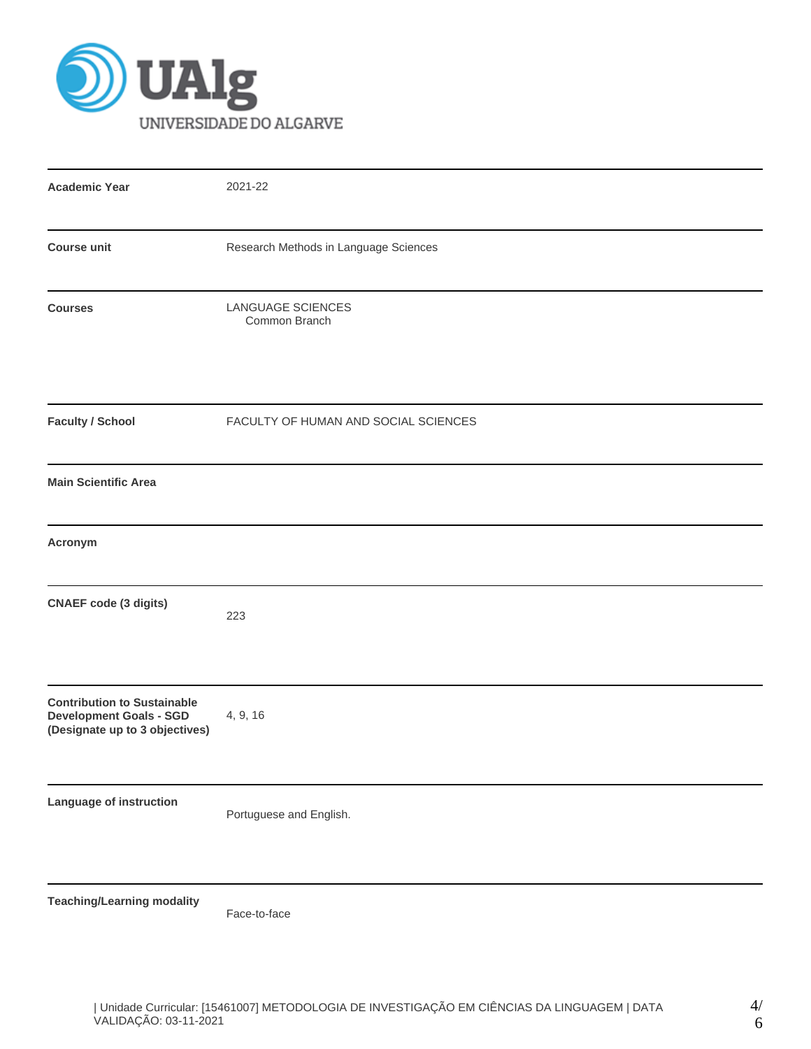UNIVERSIDADE DO ALGARVE

| | |
|---|---|
| **Academic Year** | 2021-22 |
| **Course unit** | Research Methods in Language Sciences |
| **Courses** | LANGUAGE SCIENCES<br>Common Branch |
| **Faculty / School** | FACULTY OF HUMAN AND SOCIAL SCIENCES |
| **Main Scientific Area** | |
| **Acronym** | |
| **CNAEF code (3 digits)** | 223 |
| **Contribution to Sustainable Development Goals - SGD (Designate up to 3 objectives)** | 4, 9, 16 |
| **Language of instruction** | Portuguese and English. |
| **Teaching/Learning modality** | Face-to-face |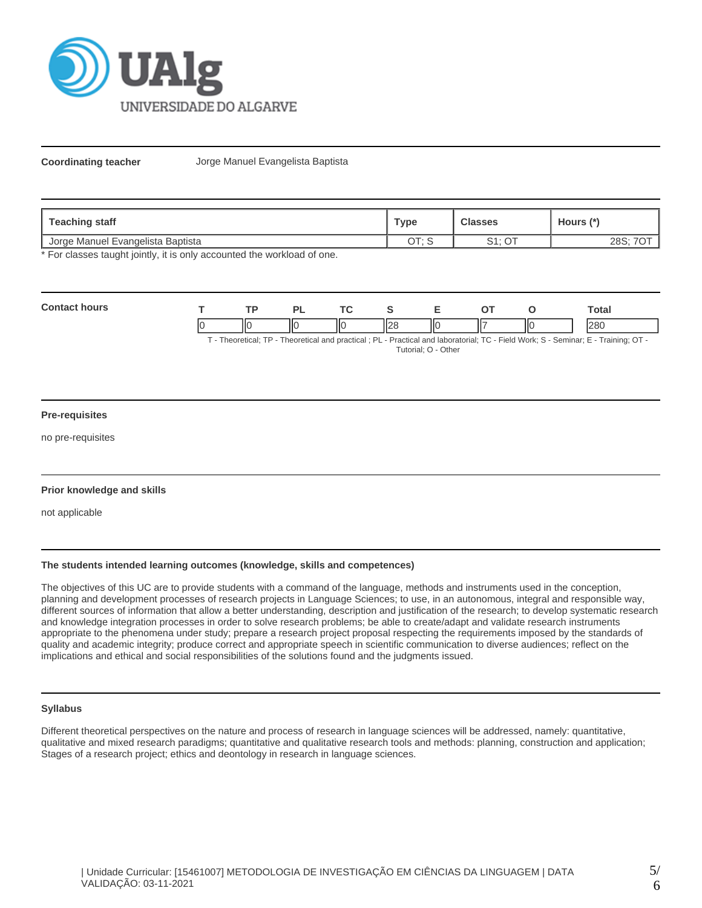**Coordinating teacher** Jorge Manuel Evangelista Baptista

| Teaching staff | Type | Classes | Hours (*) |
|---|---|---|---|
| Jorge Manuel Evangelista Baptista | OT; S | S1; OT | 28S; 7OT |

* For classes taught jointly, it is only accounted the workload of one.

**Contact hours**

| T | TP | PL | TC | S | E | OT | O | Total |
|---|---|---|---|---|---|---|---|---|
| 0 | 0 | 0 | 0 | 28 | 0 | 7 | 0 | 280 |

T - Theoretical; TP - Theoretical and practical ; PL - Practical and laboratorial; TC - Field Work; S - Seminar; E - Training; OT - Tutorial; O - Other

**Pre-requisites**

no pre-requisites

**Prior knowledge and skills**

not applicable

**The students intended learning outcomes (knowledge, skills and competences)**

The objectives of this UC are to provide students with a command of the language, methods and instruments used in the conception, planning and development processes of research projects in Language Sciences; to use, in an autonomous, integral and responsible way, different sources of information that allow a better understanding, description and justification of the research; to develop systematic research and knowledge integration processes in order to solve research problems; be able to create/adapt and validate research instruments appropriate to the phenomena under study; prepare a research project proposal respecting the requirements imposed by the standards of quality and academic integrity; produce correct and appropriate speech in scientific communication to diverse audiences; reflect on the implications and ethical and social responsibilities of the solutions found and the judgments issued.

**Syllabus**

Different theoretical perspectives on the nature and process of research in language sciences will be addressed, namely: quantitative, qualitative and mixed research paradigms; quantitative and qualitative research tools and methods: planning, construction and application; Stages of a research project; ethics and deontology in research in language sciences.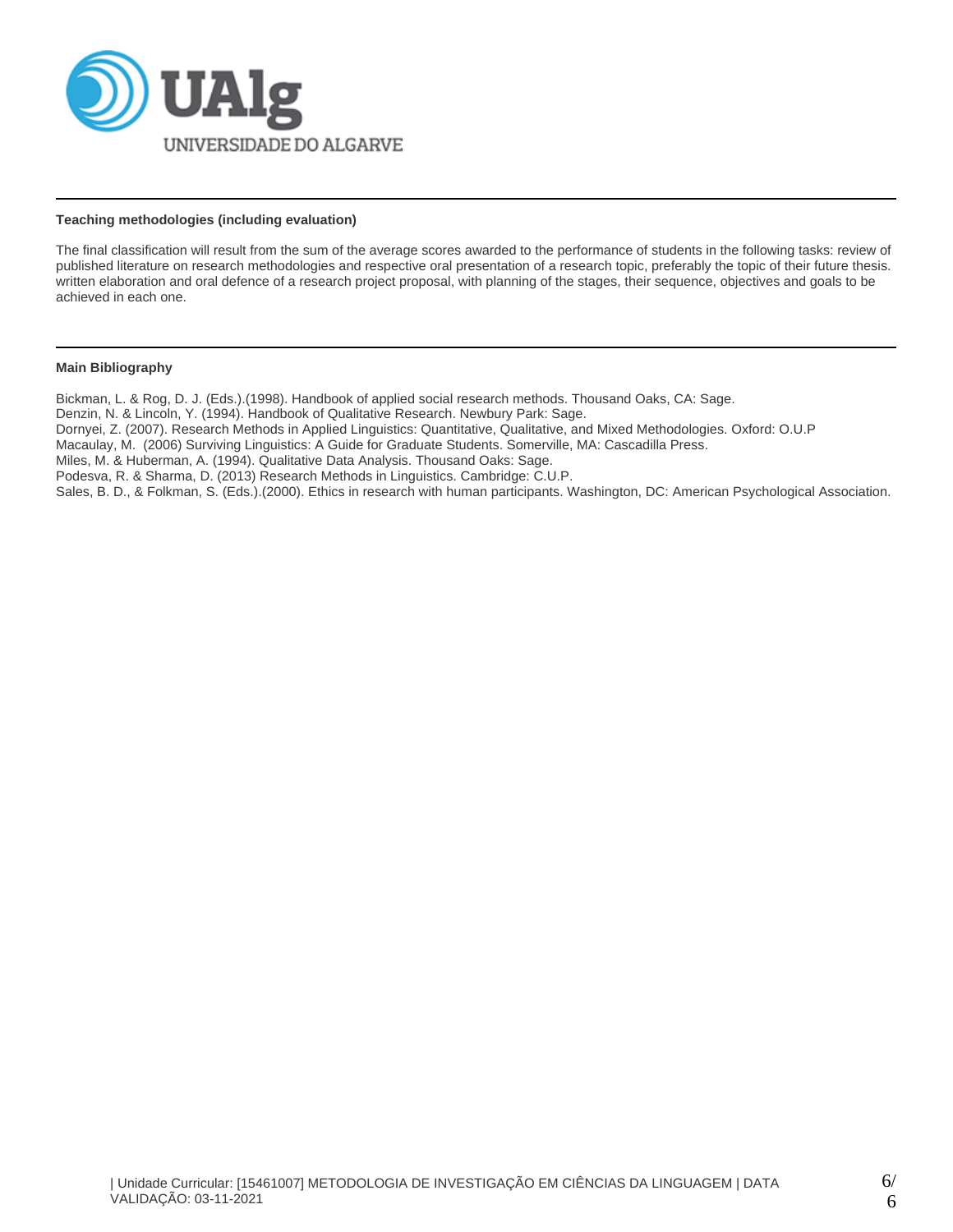## Teaching methodologies (including evaluation)

The final classification will result from the sum of the average scores awarded to the performance of students in the following tasks: review of published literature on research methodologies and respective oral presentation of a research topic, preferably the topic of their future thesis. written elaboration and oral defence of a research project proposal, with planning of the stages, their sequence, objectives and goals to be achieved in each one.

## Main Bibliography

Bickman, L. & Rog, D. J. (Eds.).(1998). Handbook of applied social research methods. Thousand Oaks, CA: Sage.
Denzin, N. & Lincoln, Y. (1994). Handbook of Qualitative Research. Newbury Park: Sage.
Dornyei, Z. (2007). Research Methods in Applied Linguistics: Quantitative, Qualitative, and Mixed Methodologies. Oxford: O.U.P
Macaulay, M. (2006) Surviving Linguistics: A Guide for Graduate Students. Somerville, MA: Cascadilla Press.
Miles, M. & Huberman, A. (1994). Qualitative Data Analysis. Thousand Oaks: Sage.
Podesva, R. & Sharma, D. (2013) Research Methods in Linguistics. Cambridge: C.U.P.
Sales, B. D., & Folkman, S. (Eds.).(2000). Ethics in research with human participants. Washington, DC: American Psychological Association.